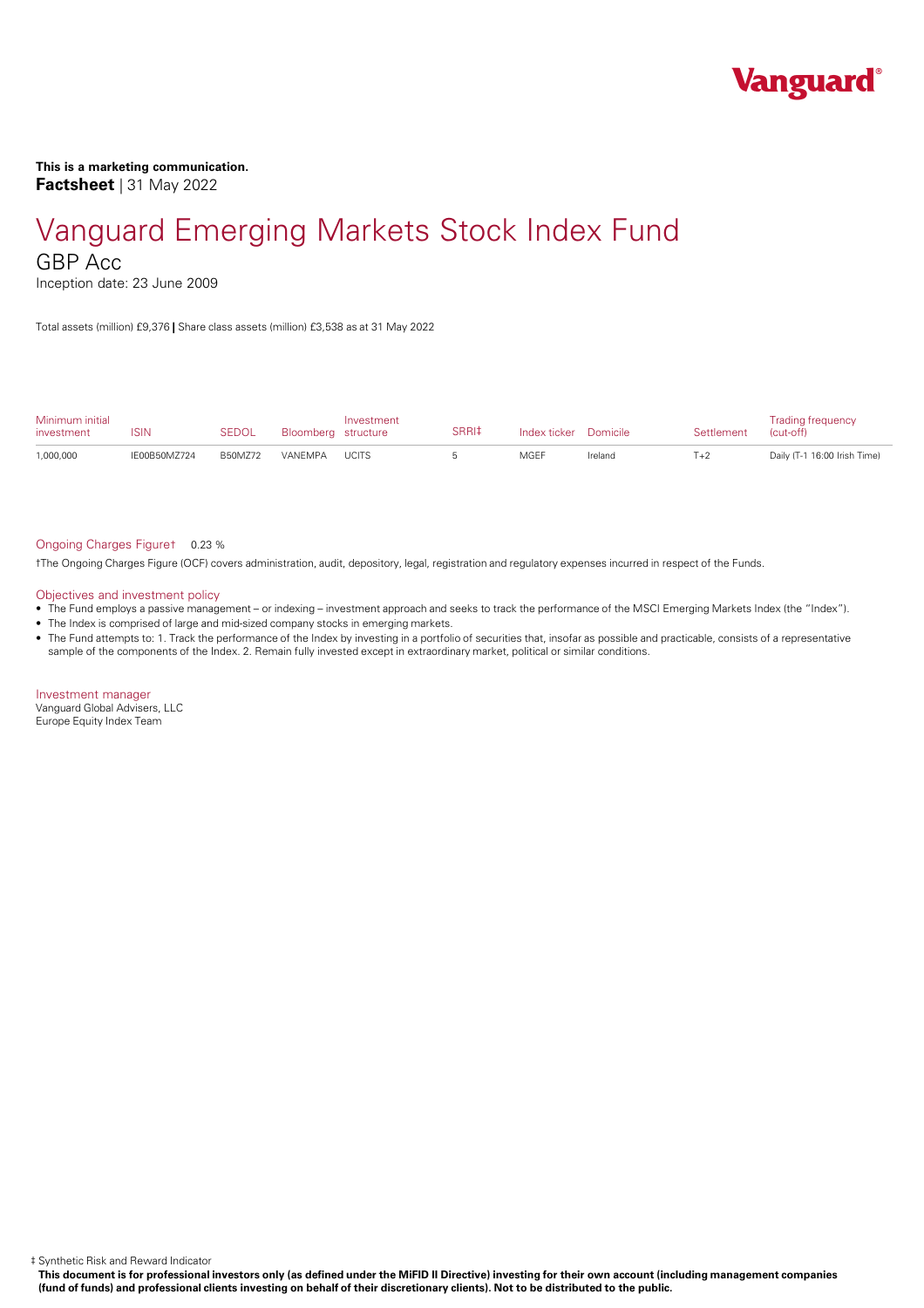**This is a marketing communication.**
**Factsheet** | 31 May 2022

# Vanguard Emerging Markets Stock Index Fund

## GBP Acc

Inception date: 23 June 2009

Total assets (million) £9,376 | Share class assets (million) £3,538 as at 31 May 2022

| Minimum initial investment | ISIN | SEDOL | Bloomberg | Investment structure | SRRI‡ | Index ticker | Domicile | Settlement | Trading frequency (cut-off) |
|---|---|---|---|---|---|---|---|---|---|
| 1,000,000 | IE00B50MZ724 | B50MZ72 | VANEMPA | UCITS | 5 | MGEF | Ireland | T+2 | Daily (T-1 16:00 Irish Time) |

Ongoing Charges Figure† 0.23 %

†The Ongoing Charges Figure (OCF) covers administration, audit, depository, legal, registration and regulatory expenses incurred in respect of the Funds.

### Objectives and investment policy

- The Fund employs a passive management – or indexing – investment approach and seeks to track the performance of the MSCI Emerging Markets Index (the "Index").
- The Index is comprised of large and mid-sized company stocks in emerging markets.
- The Fund attempts to: 1. Track the performance of the Index by investing in a portfolio of securities that, insofar as possible and practicable, consists of a representative sample of the components of the Index. 2. Remain fully invested except in extraordinary market, political or similar conditions.

### Investment manager

Vanguard Global Advisers, LLC
Europe Equity Index Team

‡ Synthetic Risk and Reward Indicator

**This document is for professional investors only (as defined under the MiFID II Directive) investing for their own account (including management companies (fund of funds) and professional clients investing on behalf of their discretionary clients). Not to be distributed to the public.**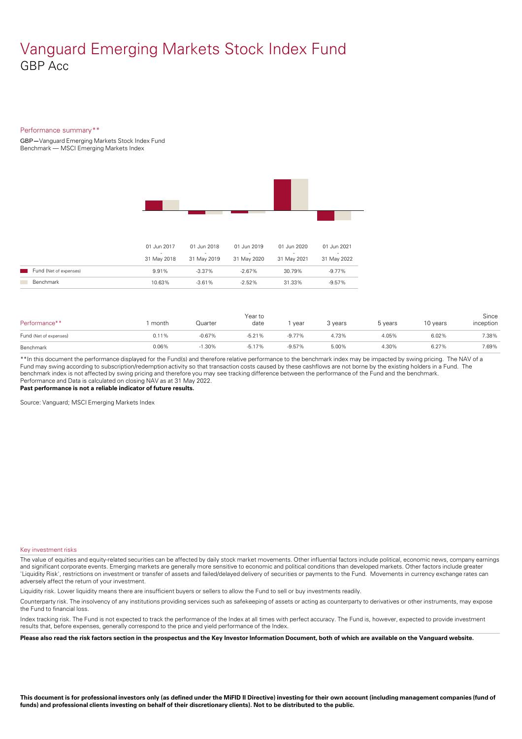# Vanguard Emerging Markets Stock Index Fund

## GBP Acc

### Performance summary**

GBP—Vanguard Emerging Markets Stock Index Fund
Benchmark — MSCI Emerging Markets Index

| | 01 Jun 2017 - 31 May 2018 | 01 Jun 2018 - 31 May 2019 | 01 Jun 2019 - 31 May 2020 | 01 Jun 2020 - 31 May 2021 | 01 Jun 2021 - 31 May 2022 |
|---|---|---|---|---|---|
| Fund (Net of expenses) | 9.91% | -3.37% | -2.67% | 30.79% | -9.77% |
| Benchmark | 10.63% | -3.61% | -2.52% | 31.33% | -9.57% |

| Performance** | 1 month | Quarter | Year to date | 1 year | 3 years | 5 years | 10 years | Since inception |
|---|---|---|---|---|---|---|---|---|
| Fund (Net of expenses) | 0.11% | -0.67% | -5.21% | -9.77% | 4.73% | 4.05% | 6.02% | 7.38% |
| Benchmark | 0.06% | -1.30% | -5.17% | -9.57% | 5.00% | 4.30% | 6.27% | 7.69% |

**In this document the performance displayed for the Fund(s) and therefore relative performance to the benchmark index may be impacted by swing pricing. The NAV of a Fund may swing according to subscription/redemption activity so that transaction costs caused by these cashflows are not borne by the existing holders in a Fund. The benchmark index is not affected by swing pricing and therefore you may see tracking difference between the performance of the Fund and the benchmark.
Performance and Data is calculated on closing NAV as at 31 May 2022.
**Past performance is not a reliable indicator of future results.**

Source: Vanguard; MSCI Emerging Markets Index

### Key investment risks

The value of equities and equity-related securities can be affected by daily stock market movements. Other influential factors include political, economic news, company earnings and significant corporate events. Emerging markets are generally more sensitive to economic and political conditions than developed markets. Other factors include greater 'Liquidity Risk', restrictions on investment or transfer of assets and failed/delayed delivery of securities or payments to the Fund. Movements in currency exchange rates can adversely affect the return of your investment.

Liquidity risk. Lower liquidity means there are insufficient buyers or sellers to allow the Fund to sell or buy investments readily.

Counterparty risk. The insolvency of any institutions providing services such as safekeeping of assets or acting as counterparty to derivatives or other instruments, may expose the Fund to financial loss.

Index tracking risk. The Fund is not expected to track the performance of the Index at all times with perfect accuracy. The Fund is, however, expected to provide investment results that, before expenses, generally correspond to the price and yield performance of the Index.

**Please also read the risk factors section in the prospectus and the Key Investor Information Document, both of which are available on the Vanguard website.**

**This document is for professional investors only (as defined under the MiFID II Directive) investing for their own account (including management companies (fund of funds) and professional clients investing on behalf of their discretionary clients). Not to be distributed to the public.**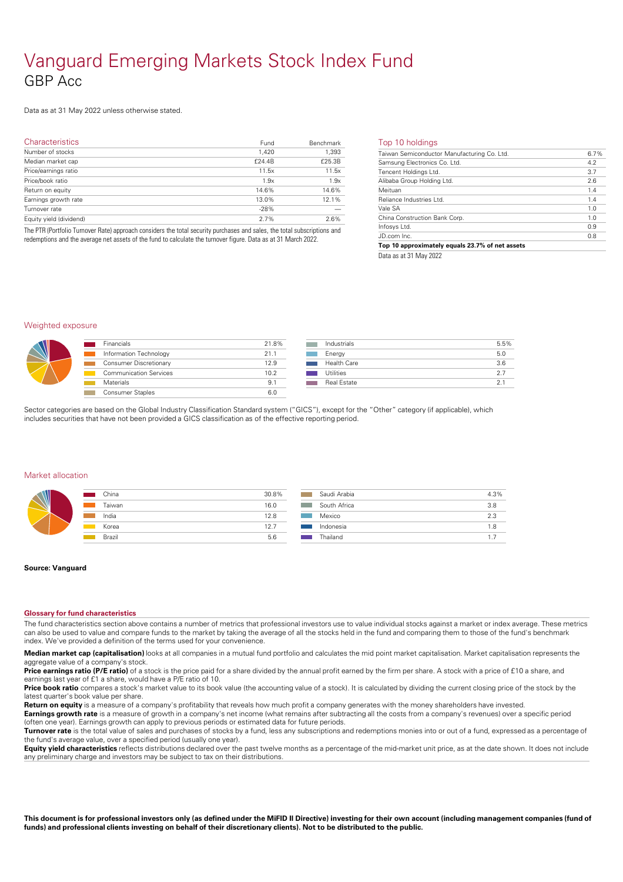# Vanguard Emerging Markets Stock Index Fund

## GBP Acc

Data as at 31 May 2022 unless otherwise stated.

### Characteristics

| Characteristics | Fund | Benchmark |
|---|---|---|
| Number of stocks | 1,420 | 1,393 |
| Median market cap | £24.4B | £25.3B |
| Price/earnings ratio | 11.5x | 11.5x |
| Price/book ratio | 1.9x | 1.9x |
| Return on equity | 14.6% | 14.6% |
| Earnings growth rate | 13.0% | 12.1% |
| Turnover rate | -28% | — |
| Equity yield (dividend) | 2.7% | 2.6% |

The PTR (Portfolio Turnover Rate) approach considers the total security purchases and sales, the total subscriptions and redemptions and the average net assets of the fund to calculate the turnover figure. Data as at 31 March 2022.

### Top 10 holdings

| Holding | % |
|---|---|
| Taiwan Semiconductor Manufacturing Co. Ltd. | 6.7% |
| Samsung Electronics Co. Ltd. | 4.2 |
| Tencent Holdings Ltd. | 3.7 |
| Alibaba Group Holding Ltd. | 2.6 |
| Meituan | 1.4 |
| Reliance Industries Ltd. | 1.4 |
| Vale SA | 1.0 |
| China Construction Bank Corp. | 1.0 |
| Infosys Ltd. | 0.9 |
| JD.com Inc. | 0.8 |
| **Top 10 approximately equals 23.7% of net assets** | |

Data as at 31 May 2022

### Weighted exposure

| Sector | % |
|---|---|
| Financials | 21.8% |
| Information Technology | 21.1 |
| Consumer Discretionary | 12.9 |
| Communication Services | 10.2 |
| Materials | 9.1 |
| Consumer Staples | 6.0 |
| Industrials | 5.5% |
| Energy | 5.0 |
| Health Care | 3.6 |
| Utilities | 2.7 |
| Real Estate | 2.1 |

Sector categories are based on the Global Industry Classification Standard system ("GICS"), except for the "Other" category (if applicable), which includes securities that have not been provided a GICS classification as of the effective reporting period.

### Market allocation

| Market | % |
|---|---|
| China | 30.8% |
| Taiwan | 16.0 |
| India | 12.8 |
| Korea | 12.7 |
| Brazil | 5.6 |
| Saudi Arabia | 4.3% |
| South Africa | 3.8 |
| Mexico | 2.3 |
| Indonesia | 1.8 |
| Thailand | 1.7 |

**Source: Vanguard**

### Glossary for fund characteristics

The fund characteristics section above contains a number of metrics that professional investors use to value individual stocks against a market or index average. These metrics can also be used to value and compare funds to the market by taking the average of all the stocks held in the fund and comparing them to those of the fund's benchmark index. We've provided a definition of the terms used for your convenience.

**Median market cap (capitalisation)** looks at all companies in a mutual fund portfolio and calculates the mid point market capitalisation. Market capitalisation represents the aggregate value of a company's stock.

**Price earnings ratio (P/E ratio)** of a stock is the price paid for a share divided by the annual profit earned by the firm per share. A stock with a price of £10 a share, and earnings last year of £1 a share, would have a P/E ratio of 10.

**Price book ratio** compares a stock's market value to its book value (the accounting value of a stock). It is calculated by dividing the current closing price of the stock by the latest quarter's book value per share.

**Return on equity** is a measure of a company's profitability that reveals how much profit a company generates with the money shareholders have invested.

**Earnings growth rate** is a measure of growth in a company's net income (what remains after subtracting all the costs from a company's revenues) over a specific period (often one year). Earnings growth can apply to previous periods or estimated data for future periods.

**Turnover rate** is the total value of sales and purchases of stocks by a fund, less any subscriptions and redemptions monies into or out of a fund, expressed as a percentage of the fund's average value, over a specified period (usually one year).

**Equity yield characteristics** reflects distributions declared over the past twelve months as a percentage of the mid-market unit price, as at the date shown. It does not include any preliminary charge and investors may be subject to tax on their distributions.

**This document is for professional investors only (as defined under the MiFID II Directive) investing for their own account (including management companies (fund of funds) and professional clients investing on behalf of their discretionary clients). Not to be distributed to the public.**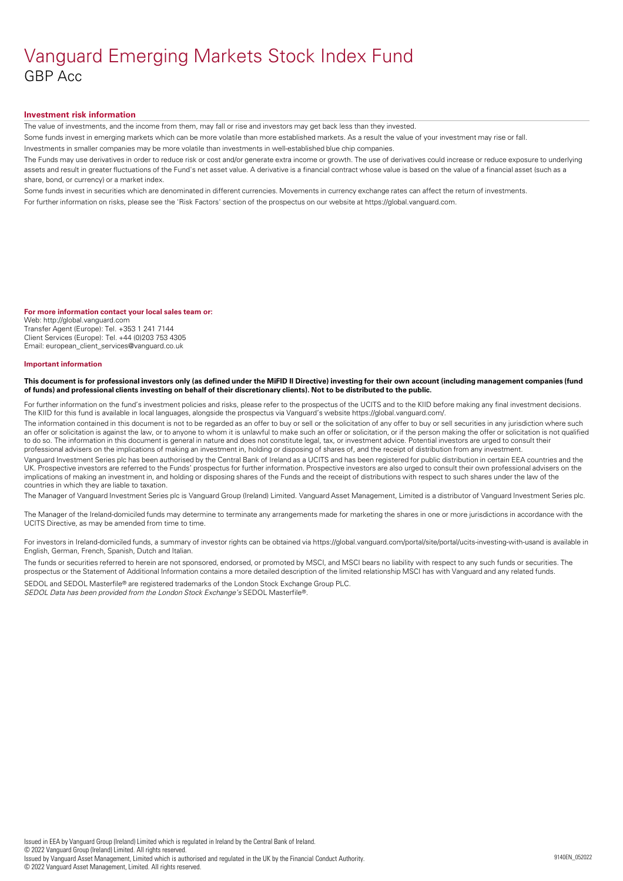# Vanguard Emerging Markets Stock Index Fund

GBP Acc

## Investment risk information

The value of investments, and the income from them, may fall or rise and investors may get back less than they invested.

Some funds invest in emerging markets which can be more volatile than more established markets. As a result the value of your investment may rise or fall.

Investments in smaller companies may be more volatile than investments in well-established blue chip companies.

The Funds may use derivatives in order to reduce risk or cost and/or generate extra income or growth. The use of derivatives could increase or reduce exposure to underlying assets and result in greater fluctuations of the Fund's net asset value. A derivative is a financial contract whose value is based on the value of a financial asset (such as a share, bond, or currency) or a market index.

Some funds invest in securities which are denominated in different currencies. Movements in currency exchange rates can affect the return of investments.

For further information on risks, please see the 'Risk Factors' section of the prospectus on our website at https://global.vanguard.com.

**For more information contact your local sales team or:**

Web: http://global.vanguard.com
Transfer Agent (Europe): Tel. +353 1 241 7144
Client Services (Europe): Tel. +44 (0)203 753 4305
Email: european_client_services@vanguard.co.uk

**Important information**

**This document is for professional investors only (as defined under the MiFID II Directive) investing for their own account (including management companies (fund of funds) and professional clients investing on behalf of their discretionary clients). Not to be distributed to the public.**

For further information on the fund's investment policies and risks, please refer to the prospectus of the UCITS and to the KIID before making any final investment decisions. The KIID for this fund is available in local languages, alongside the prospectus via Vanguard's website https://global.vanguard.com/.

The information contained in this document is not to be regarded as an offer to buy or sell or the solicitation of any offer to buy or sell securities in any jurisdiction where such an offer or solicitation is against the law, or to anyone to whom it is unlawful to make such an offer or solicitation, or if the person making the offer or solicitation is not qualified to do so. The information in this document is general in nature and does not constitute legal, tax, or investment advice. Potential investors are urged to consult their professional advisers on the implications of making an investment in, holding or disposing of shares of, and the receipt of distribution from any investment.

Vanguard Investment Series plc has been authorised by the Central Bank of Ireland as a UCITS and has been registered for public distribution in certain EEA countries and the UK. Prospective investors are referred to the Funds' prospectus for further information. Prospective investors are also urged to consult their own professional advisers on the implications of making an investment in, and holding or disposing shares of the Funds and the receipt of distributions with respect to such shares under the law of the countries in which they are liable to taxation.

The Manager of Vanguard Investment Series plc is Vanguard Group (Ireland) Limited. Vanguard Asset Management, Limited is a distributor of Vanguard Investment Series plc.

The Manager of the Ireland-domiciled funds may determine to terminate any arrangements made for marketing the shares in one or more jurisdictions in accordance with the UCITS Directive, as may be amended from time to time.

For investors in Ireland-domiciled funds, a summary of investor rights can be obtained via https://global.vanguard.com/portal/site/portal/ucits-investing-with-usand is available in English, German, French, Spanish, Dutch and Italian.

The funds or securities referred to herein are not sponsored, endorsed, or promoted by MSCI, and MSCI bears no liability with respect to any such funds or securities. The prospectus or the Statement of Additional Information contains a more detailed description of the limited relationship MSCI has with Vanguard and any related funds.

SEDOL and SEDOL Masterfile® are registered trademarks of the London Stock Exchange Group PLC.
*SEDOL Data has been provided from the London Stock Exchange's* SEDOL Masterfile®.

Issued in EEA by Vanguard Group (Ireland) Limited which is regulated in Ireland by the Central Bank of Ireland.
© 2022 Vanguard Group (Ireland) Limited. All rights reserved.
Issued by Vanguard Asset Management, Limited which is authorised and regulated in the UK by the Financial Conduct Authority.
© 2022 Vanguard Asset Management, Limited. All rights reserved.

9140EN_052022